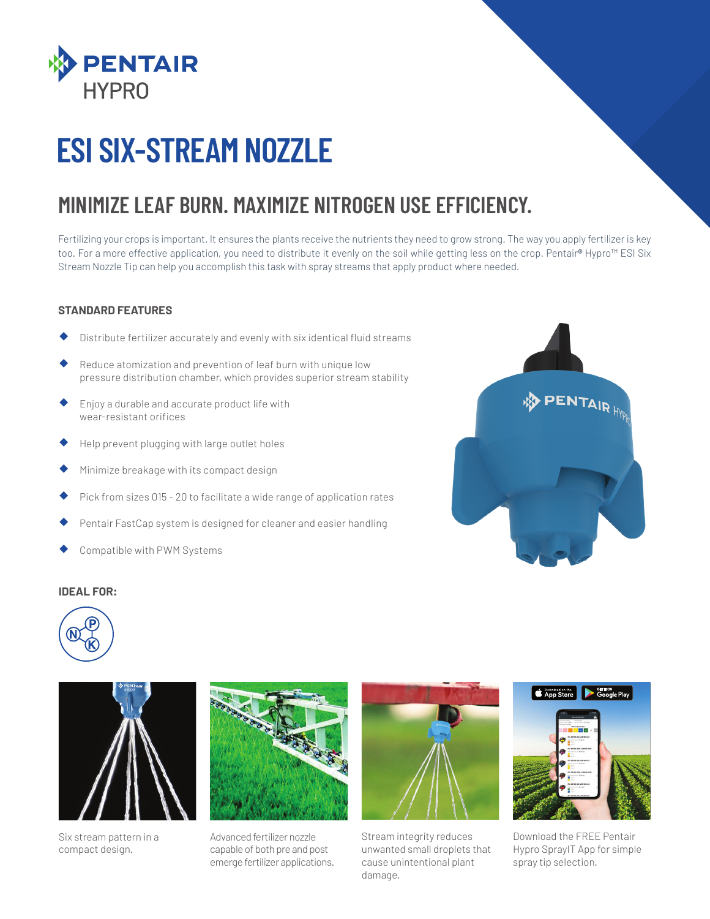PENTAIR HYPRO

# ESI SIX-STREAM NOZZLE

## MINIMIZE LEAF BURN. MAXIMIZE NITROGEN USE EFFICIENCY.

Fertilizing your crops is important. It ensures the plants receive the nutrients they need to grow strong. The way you apply fertilizer is key too. For a more effective application, you need to distribute it evenly on the soil while getting less on the crop. Pentair® Hypro™ ESI Six Stream Nozzle Tip can help you accomplish this task with spray streams that apply product where needed.

### STANDARD FEATURES

- Distribute fertilizer accurately and evenly with six identical fluid streams
- Reduce atomization and prevention of leaf burn with unique low pressure distribution chamber, which provides superior stream stability
- Enjoy a durable and accurate product life with wear-resistant orifices
- Help prevent plugging with large outlet holes
- Minimize breakage with its compact design
- Pick from sizes 015 - 20 to facilitate a wide range of application rates
- Pentair FastCap system is designed for cleaner and easier handling
- Compatible with PWM Systems

### IDEAL FOR:

Six stream pattern in a compact design.

Advanced fertilizer nozzle capable of both pre and post emerge fertilizer applications.

Stream integrity reduces unwanted small droplets that cause unintentional plant damage.

Download the FREE Pentair Hypro SprayIT App for simple spray tip selection.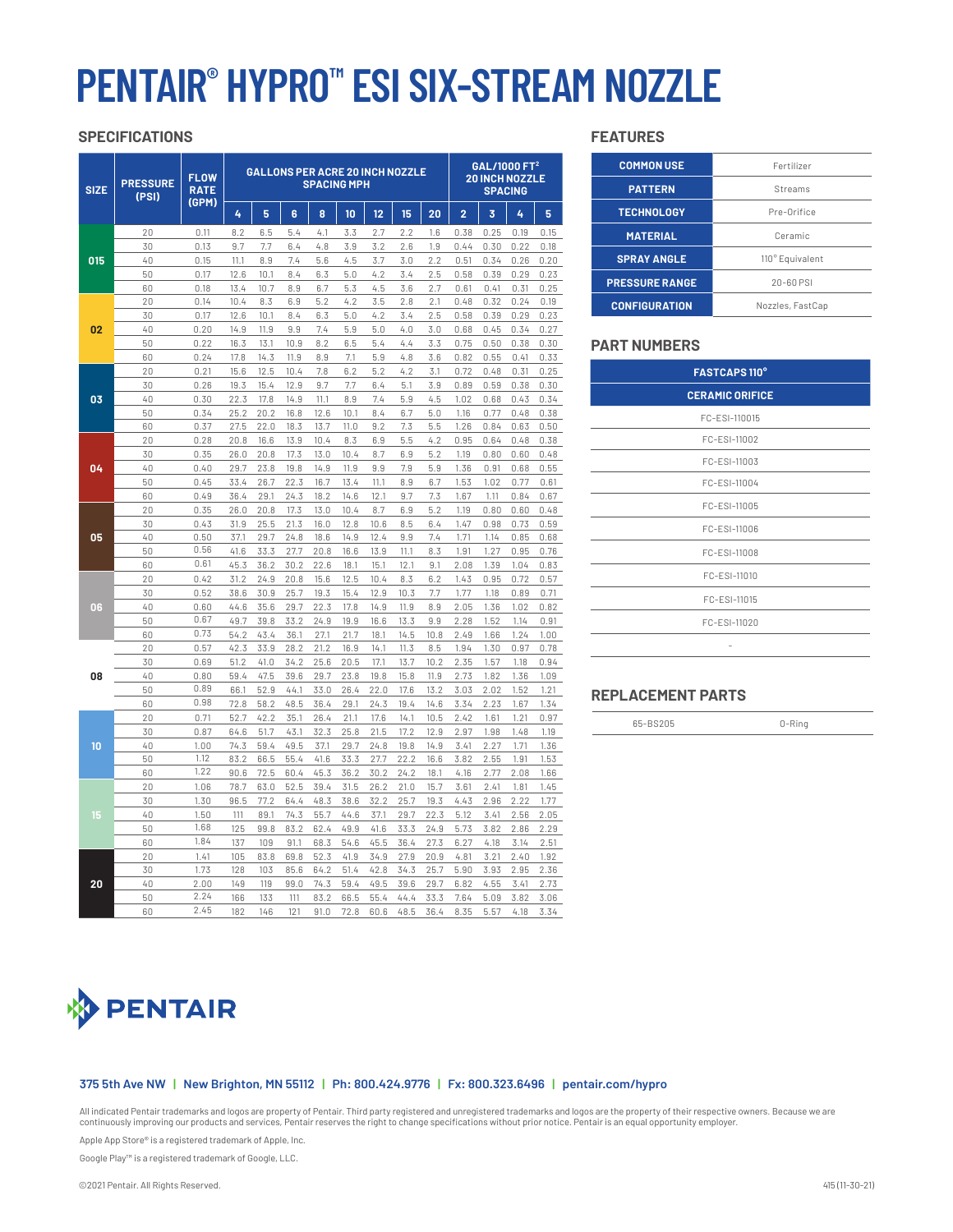# PENTAIR® HYPRO™ ESI SIX-STREAM NOZZLE

## SPECIFICATIONS

| SIZE | PRESSURE (PSI) | FLOW RATE (GPM) | GALLONS PER ACRE 20 INCH NOZZLE SPACING MPH | | | | | | | | GAL/1000 FT² 20 INCH NOZZLE SPACING | | | |
|---|---|---|---|---|---|---|---|---|---|---|---|---|---|---|
| | | | 4 | 5 | 6 | 8 | 10 | 12 | 15 | 20 | 2 | 3 | 4 | 5 |
| 015 | 20 | 0.11 | 8.2 | 6.5 | 5.4 | 4.1 | 3.3 | 2.7 | 2.2 | 1.6 | 0.38 | 0.25 | 0.19 | 0.15 |
| | 30 | 0.13 | 9.7 | 7.7 | 6.4 | 4.8 | 3.9 | 3.2 | 2.6 | 1.9 | 0.44 | 0.30 | 0.22 | 0.18 |
| | 40 | 0.15 | 11.1 | 8.9 | 7.4 | 5.6 | 4.5 | 3.7 | 3.0 | 2.2 | 0.51 | 0.34 | 0.26 | 0.20 |
| | 50 | 0.17 | 12.6 | 10.1 | 8.4 | 6.3 | 5.0 | 4.2 | 3.4 | 2.5 | 0.58 | 0.39 | 0.29 | 0.23 |
| | 60 | 0.18 | 13.4 | 10.7 | 8.9 | 6.7 | 5.3 | 4.5 | 3.6 | 2.7 | 0.61 | 0.41 | 0.31 | 0.25 |
| 02 | 20 | 0.14 | 10.4 | 8.3 | 6.9 | 5.2 | 4.2 | 3.5 | 2.8 | 2.1 | 0.48 | 0.32 | 0.24 | 0.19 |
| | 30 | 0.17 | 12.6 | 10.1 | 8.4 | 6.3 | 5.0 | 4.2 | 3.4 | 2.5 | 0.58 | 0.39 | 0.29 | 0.23 |
| | 40 | 0.20 | 14.9 | 11.9 | 9.9 | 7.4 | 5.9 | 5.0 | 4.0 | 3.0 | 0.68 | 0.45 | 0.34 | 0.27 |
| | 50 | 0.22 | 16.3 | 13.1 | 10.9 | 8.2 | 6.5 | 5.4 | 4.4 | 3.3 | 0.75 | 0.50 | 0.38 | 0.30 |
| | 60 | 0.24 | 17.8 | 14.3 | 11.9 | 8.9 | 7.1 | 5.9 | 4.8 | 3.6 | 0.82 | 0.55 | 0.41 | 0.33 |
| 03 | 20 | 0.21 | 15.6 | 12.5 | 10.4 | 7.8 | 6.2 | 5.2 | 4.2 | 3.1 | 0.72 | 0.48 | 0.31 | 0.25 |
| | 30 | 0.26 | 19.3 | 15.4 | 12.9 | 9.7 | 7.7 | 6.4 | 5.1 | 3.9 | 0.89 | 0.59 | 0.38 | 0.30 |
| | 40 | 0.30 | 22.3 | 17.8 | 14.9 | 11.1 | 8.9 | 7.4 | 5.9 | 4.5 | 1.02 | 0.68 | 0.43 | 0.34 |
| | 50 | 0.34 | 25.2 | 20.2 | 16.8 | 12.6 | 10.1 | 8.4 | 6.7 | 5.0 | 1.16 | 0.77 | 0.48 | 0.38 |
| | 60 | 0.37 | 27.5 | 22.0 | 18.3 | 13.7 | 11.0 | 9.2 | 7.3 | 5.5 | 1.26 | 0.84 | 0.63 | 0.50 |
| 04 | 20 | 0.28 | 20.8 | 16.6 | 13.9 | 10.4 | 8.3 | 6.9 | 5.5 | 4.2 | 0.95 | 0.64 | 0.48 | 0.38 |
| | 30 | 0.35 | 26.0 | 20.8 | 17.3 | 13.0 | 10.4 | 8.7 | 6.9 | 5.2 | 1.19 | 0.80 | 0.60 | 0.48 |
| | 40 | 0.40 | 29.7 | 23.8 | 19.8 | 14.9 | 11.9 | 9.9 | 7.9 | 5.9 | 1.36 | 0.91 | 0.68 | 0.55 |
| | 50 | 0.45 | 33.4 | 26.7 | 22.3 | 16.7 | 13.4 | 11.1 | 8.9 | 6.7 | 1.53 | 1.02 | 0.77 | 0.61 |
| | 60 | 0.49 | 36.4 | 29.1 | 24.3 | 18.2 | 14.6 | 12.1 | 9.7 | 7.3 | 1.67 | 1.11 | 0.84 | 0.67 |
| 05 | 20 | 0.35 | 26.0 | 20.8 | 17.3 | 13.0 | 10.4 | 8.7 | 6.9 | 5.2 | 1.19 | 0.80 | 0.60 | 0.48 |
| | 30 | 0.43 | 31.9 | 25.5 | 21.3 | 16.0 | 12.8 | 10.6 | 8.5 | 6.4 | 1.47 | 0.98 | 0.73 | 0.59 |
| | 40 | 0.50 | 37.1 | 29.7 | 24.8 | 18.6 | 14.9 | 12.4 | 9.9 | 7.4 | 1.71 | 1.14 | 0.85 | 0.68 |
| | 50 | 0.56 | 41.6 | 33.3 | 27.7 | 20.8 | 16.6 | 13.9 | 11.1 | 8.3 | 1.91 | 1.27 | 0.95 | 0.76 |
| | 60 | 0.61 | 45.3 | 36.2 | 30.2 | 22.6 | 18.1 | 15.1 | 12.1 | 9.1 | 2.08 | 1.39 | 1.04 | 0.83 |
| 06 | 20 | 0.42 | 31.2 | 24.9 | 20.8 | 15.6 | 12.5 | 10.4 | 8.3 | 6.2 | 1.43 | 0.95 | 0.72 | 0.57 |
| | 30 | 0.52 | 38.6 | 30.9 | 25.7 | 19.3 | 15.4 | 12.9 | 10.3 | 7.7 | 1.77 | 1.18 | 0.89 | 0.71 |
| | 40 | 0.60 | 44.6 | 35.6 | 29.7 | 22.3 | 17.8 | 14.9 | 11.9 | 8.9 | 2.05 | 1.36 | 1.02 | 0.82 |
| | 50 | 0.67 | 49.7 | 39.8 | 33.2 | 24.9 | 19.9 | 16.6 | 13.3 | 9.9 | 2.28 | 1.52 | 1.14 | 0.91 |
| | 60 | 0.73 | 54.2 | 43.4 | 36.1 | 27.1 | 21.7 | 18.1 | 14.5 | 10.8 | 2.49 | 1.66 | 1.24 | 1.00 |
| 08 | 20 | 0.57 | 42.3 | 33.9 | 28.2 | 21.2 | 16.9 | 14.1 | 11.3 | 8.5 | 1.94 | 1.30 | 0.97 | 0.78 |
| | 30 | 0.69 | 51.2 | 41.0 | 34.2 | 25.6 | 20.5 | 17.1 | 13.7 | 10.2 | 2.35 | 1.57 | 1.18 | 0.94 |
| | 40 | 0.80 | 59.4 | 47.5 | 39.6 | 29.7 | 23.8 | 19.8 | 15.8 | 11.9 | 2.73 | 1.82 | 1.36 | 1.09 |
| | 50 | 0.89 | 66.1 | 52.9 | 44.1 | 33.0 | 26.4 | 22.0 | 17.6 | 13.2 | 3.03 | 2.02 | 1.52 | 1.21 |
| | 60 | 0.98 | 72.8 | 58.2 | 48.5 | 36.4 | 29.1 | 24.3 | 19.4 | 14.6 | 3.34 | 2.23 | 1.67 | 1.34 |
| 10 | 20 | 0.71 | 52.7 | 42.2 | 35.1 | 26.4 | 21.1 | 17.6 | 14.1 | 10.5 | 2.42 | 1.61 | 1.21 | 0.97 |
| | 30 | 0.87 | 64.6 | 51.7 | 43.1 | 32.3 | 25.8 | 21.5 | 17.2 | 12.9 | 2.97 | 1.98 | 1.48 | 1.19 |
| | 40 | 1.00 | 74.3 | 59.4 | 49.5 | 37.1 | 29.7 | 24.8 | 19.8 | 14.9 | 3.41 | 2.27 | 1.71 | 1.36 |
| | 50 | 1.12 | 83.2 | 66.5 | 55.4 | 41.6 | 33.3 | 27.7 | 22.2 | 16.6 | 3.82 | 2.55 | 1.91 | 1.53 |
| | 60 | 1.22 | 90.6 | 72.5 | 60.4 | 45.3 | 36.2 | 30.2 | 24.2 | 18.1 | 4.16 | 2.77 | 2.08 | 1.66 |
| 15 | 20 | 1.06 | 78.7 | 63.0 | 52.5 | 39.4 | 31.5 | 26.2 | 21.0 | 15.7 | 3.61 | 2.41 | 1.81 | 1.45 |
| | 30 | 1.30 | 96.5 | 77.2 | 64.4 | 48.3 | 38.6 | 32.2 | 25.7 | 19.3 | 4.43 | 2.96 | 2.22 | 1.77 |
| | 40 | 1.50 | 111 | 89.1 | 74.3 | 55.7 | 44.6 | 37.1 | 29.7 | 22.3 | 5.12 | 3.41 | 2.56 | 2.05 |
| | 50 | 1.68 | 125 | 99.8 | 83.2 | 62.4 | 49.9 | 41.6 | 33.3 | 24.9 | 5.73 | 3.82 | 2.86 | 2.29 |
| | 60 | 1.84 | 137 | 109 | 91.1 | 68.3 | 54.6 | 45.5 | 36.4 | 27.3 | 6.27 | 4.18 | 3.14 | 2.51 |
| 20 | 20 | 1.41 | 105 | 83.8 | 69.8 | 52.3 | 41.9 | 34.9 | 27.9 | 20.9 | 4.81 | 3.21 | 2.40 | 1.92 |
| | 30 | 1.73 | 128 | 103 | 85.6 | 64.2 | 51.4 | 42.8 | 34.3 | 25.7 | 5.90 | 3.93 | 2.95 | 2.36 |
| | 40 | 2.00 | 149 | 119 | 99.0 | 74.3 | 59.4 | 49.5 | 39.6 | 29.7 | 6.82 | 4.55 | 3.41 | 2.73 |
| | 50 | 2.24 | 166 | 133 | 111 | 83.2 | 66.5 | 55.4 | 44.4 | 33.3 | 7.64 | 5.09 | 3.82 | 3.06 |
| | 60 | 2.45 | 182 | 146 | 121 | 91.0 | 72.8 | 60.6 | 48.5 | 36.4 | 8.35 | 5.57 | 4.18 | 3.34 |

## FEATURES

| | |
|---|---|
| COMMON USE | Fertilizer |
| PATTERN | Streams |
| TECHNOLOGY | Pre-Orifice |
| MATERIAL | Ceramic |
| SPRAY ANGLE | 110° Equivalent |
| PRESSURE RANGE | 20-60 PSI |
| CONFIGURATION | Nozzles, FastCap |

## PART NUMBERS

| FASTCAPS 110° |
|---|
| CERAMIC ORIFICE |
| FC-ESI-110015 |
| FC-ESI-11002 |
| FC-ESI-11003 |
| FC-ESI-11004 |
| FC-ESI-11005 |
| FC-ESI-11006 |
| FC-ESI-11008 |
| FC-ESI-11010 |
| FC-ESI-11015 |
| FC-ESI-11020 |
| - |

## REPLACEMENT PARTS

| | |
|---|---|
| 65-BS205 | O-Ring |

PENTAIR

375 5th Ave NW | New Brighton, MN 55112 | Ph: 800.424.9776 | Fx: 800.323.6496 | pentair.com/hypro

All indicated Pentair trademarks and logos are property of Pentair. Third party registered and unregistered trademarks and logos are the property of their respective owners. Because we are continuously improving our products and services, Pentair reserves the right to change specifications without prior notice. Pentair is an equal opportunity employer.

Apple App Store® is a registered trademark of Apple, Inc.

Google Play™ is a registered trademark of Google, LLC.

©2021 Pentair. All Rights Reserved.

415 (11-30-21)